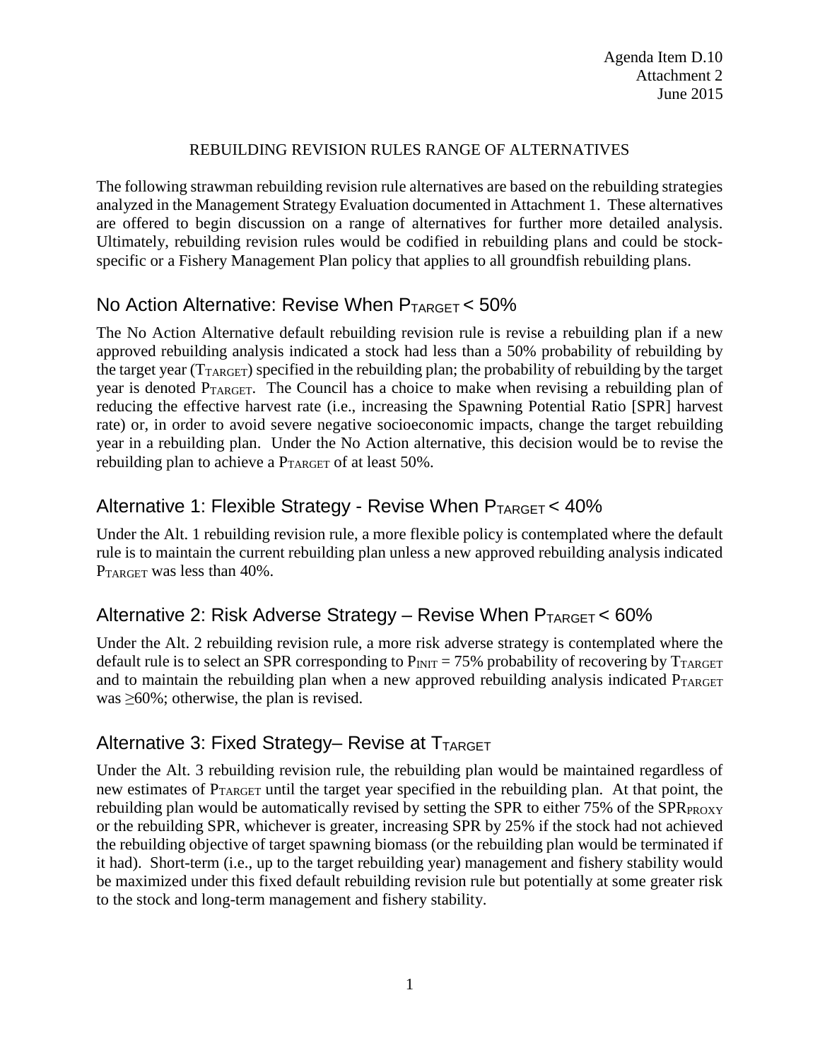Agenda Item D.10
Attachment 2
June 2015

REBUILDING REVISION RULES RANGE OF ALTERNATIVES

The following strawman rebuilding revision rule alternatives are based on the rebuilding strategies analyzed in the Management Strategy Evaluation documented in Attachment 1. These alternatives are offered to begin discussion on a range of alternatives for further more detailed analysis. Ultimately, rebuilding revision rules would be codified in rebuilding plans and could be stock-specific or a Fishery Management Plan policy that applies to all groundfish rebuilding plans.

## No Action Alternative: Revise When $P_{TARGET} < 50\%$

The No Action Alternative default rebuilding revision rule is revise a rebuilding plan if a new approved rebuilding analysis indicated a stock had less than a 50% probability of rebuilding by the target year ($T_{TARGET}$) specified in the rebuilding plan; the probability of rebuilding by the target year is denoted $P_{TARGET}$. The Council has a choice to make when revising a rebuilding plan of reducing the effective harvest rate (i.e., increasing the Spawning Potential Ratio [SPR] harvest rate) or, in order to avoid severe negative socioeconomic impacts, change the target rebuilding year in a rebuilding plan. Under the No Action alternative, this decision would be to revise the rebuilding plan to achieve a $P_{TARGET}$ of at least 50%.

## Alternative 1: Flexible Strategy - Revise When $P_{TARGET} < 40\%$

Under the Alt. 1 rebuilding revision rule, a more flexible policy is contemplated where the default rule is to maintain the current rebuilding plan unless a new approved rebuilding analysis indicated $P_{TARGET}$ was less than 40%.

## Alternative 2: Risk Adverse Strategy – Revise When $P_{TARGET} < 60\%$

Under the Alt. 2 rebuilding revision rule, a more risk adverse strategy is contemplated where the default rule is to select an SPR corresponding to $P_{INIT} = 75\%$ probability of recovering by $T_{TARGET}$ and to maintain the rebuilding plan when a new approved rebuilding analysis indicated $P_{TARGET}$ was $\geq$60%; otherwise, the plan is revised.

## Alternative 3: Fixed Strategy– Revise at $T_{TARGET}$

Under the Alt. 3 rebuilding revision rule, the rebuilding plan would be maintained regardless of new estimates of $P_{TARGET}$ until the target year specified in the rebuilding plan. At that point, the rebuilding plan would be automatically revised by setting the SPR to either 75% of the $SPR_{PROXY}$ or the rebuilding SPR, whichever is greater, increasing SPR by 25% if the stock had not achieved the rebuilding objective of target spawning biomass (or the rebuilding plan would be terminated if it had). Short-term (i.e., up to the target rebuilding year) management and fishery stability would be maximized under this fixed default rebuilding revision rule but potentially at some greater risk to the stock and long-term management and fishery stability.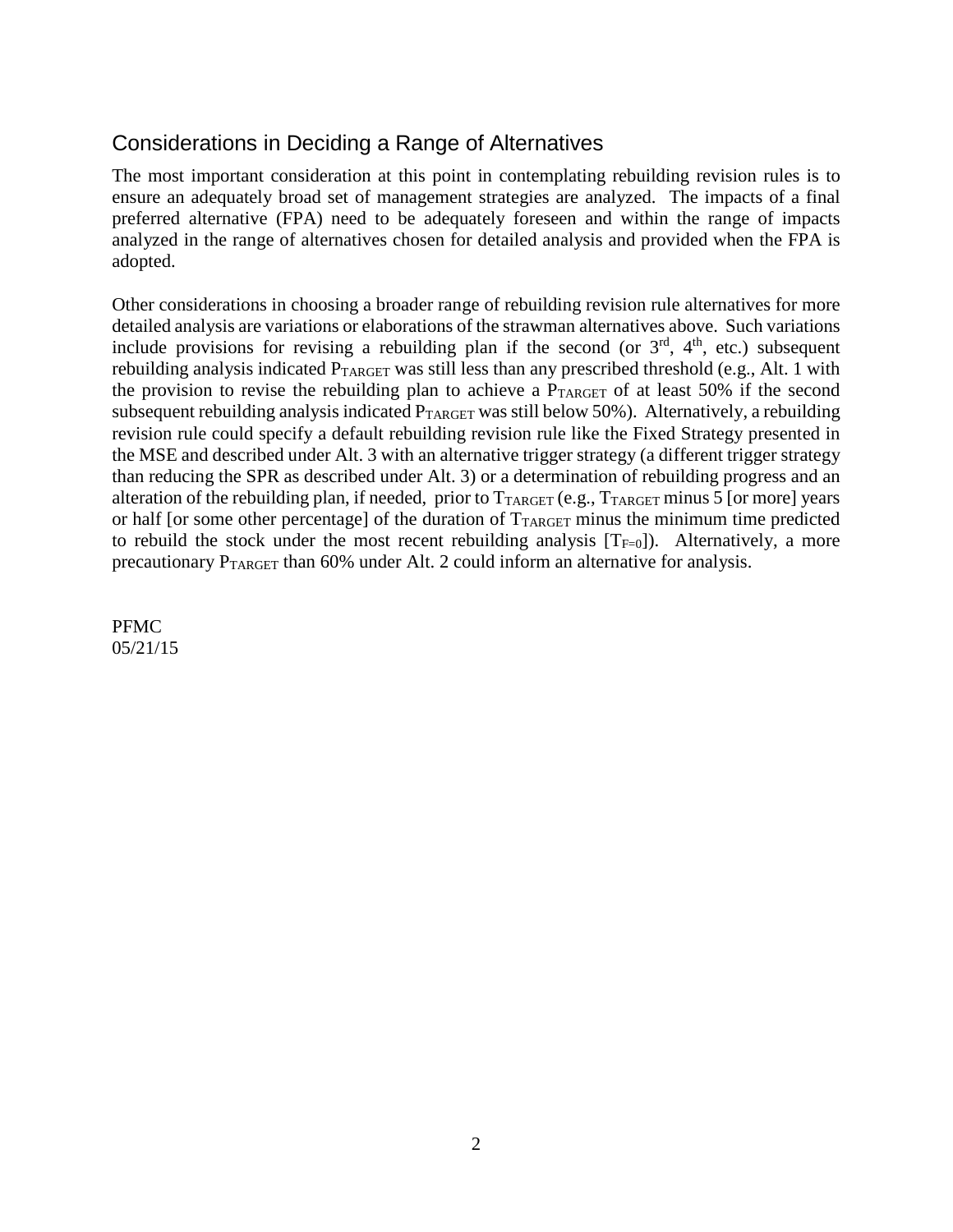## Considerations in Deciding a Range of Alternatives

The most important consideration at this point in contemplating rebuilding revision rules is to ensure an adequately broad set of management strategies are analyzed. The impacts of a final preferred alternative (FPA) need to be adequately foreseen and within the range of impacts analyzed in the range of alternatives chosen for detailed analysis and provided when the FPA is adopted.

Other considerations in choosing a broader range of rebuilding revision rule alternatives for more detailed analysis are variations or elaborations of the strawman alternatives above. Such variations include provisions for revising a rebuilding plan if the second (or 3rd, 4th, etc.) subsequent rebuilding analysis indicated $P_{TARGET}$ was still less than any prescribed threshold (e.g., Alt. 1 with the provision to revise the rebuilding plan to achieve a $P_{TARGET}$ of at least 50% if the second subsequent rebuilding analysis indicated $P_{TARGET}$ was still below 50%). Alternatively, a rebuilding revision rule could specify a default rebuilding revision rule like the Fixed Strategy presented in the MSE and described under Alt. 3 with an alternative trigger strategy (a different trigger strategy than reducing the SPR as described under Alt. 3) or a determination of rebuilding progress and an alteration of the rebuilding plan, if needed, prior to $T_{TARGET}$ (e.g., $T_{TARGET}$ minus 5 [or more] years or half [or some other percentage] of the duration of $T_{TARGET}$ minus the minimum time predicted to rebuild the stock under the most recent rebuilding analysis [$T_{F=0}$]). Alternatively, a more precautionary $P_{TARGET}$ than 60% under Alt. 2 could inform an alternative for analysis.

PFMC
05/21/15